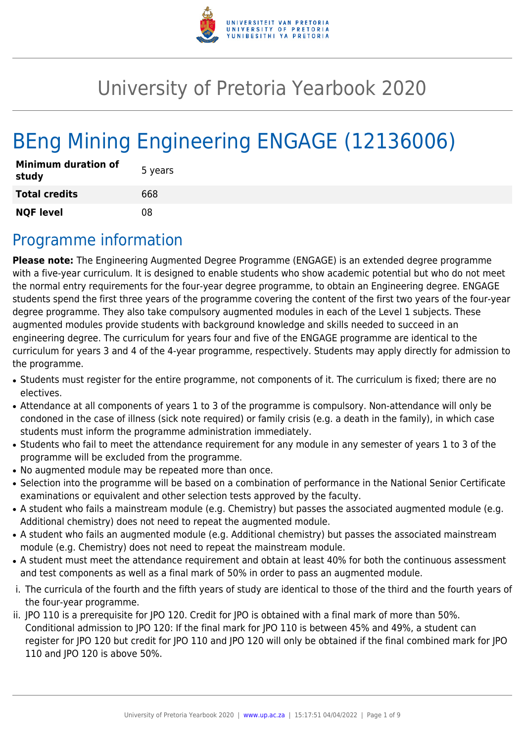# University of Pretoria Yearbook 2020

# BEng Mining Engineering ENGAGE (12136006)

| | |
|---|---|
| **Minimum duration of study** | 5 years |
| **Total credits** | 668 |
| **NQF level** | 08 |

## Programme information

**Please note:** The Engineering Augmented Degree Programme (ENGAGE) is an extended degree programme with a five-year curriculum. It is designed to enable students who show academic potential but who do not meet the normal entry requirements for the four-year degree programme, to obtain an Engineering degree. ENGAGE students spend the first three years of the programme covering the content of the first two years of the four-year degree programme. They also take compulsory augmented modules in each of the Level 1 subjects. These augmented modules provide students with background knowledge and skills needed to succeed in an engineering degree. The curriculum for years four and five of the ENGAGE programme are identical to the curriculum for years 3 and 4 of the 4-year programme, respectively. Students may apply directly for admission to the programme.

- Students must register for the entire programme, not components of it. The curriculum is fixed; there are no electives.
- Attendance at all components of years 1 to 3 of the programme is compulsory. Non-attendance will only be condoned in the case of illness (sick note required) or family crisis (e.g. a death in the family), in which case students must inform the programme administration immediately.
- Students who fail to meet the attendance requirement for any module in any semester of years 1 to 3 of the programme will be excluded from the programme.
- No augmented module may be repeated more than once.
- Selection into the programme will be based on a combination of performance in the National Senior Certificate examinations or equivalent and other selection tests approved by the faculty.
- A student who fails a mainstream module (e.g. Chemistry) but passes the associated augmented module (e.g. Additional chemistry) does not need to repeat the augmented module.
- A student who fails an augmented module (e.g. Additional chemistry) but passes the associated mainstream module (e.g. Chemistry) does not need to repeat the mainstream module.
- A student must meet the attendance requirement and obtain at least 40% for both the continuous assessment and test components as well as a final mark of 50% in order to pass an augmented module.

i. The curricula of the fourth and the fifth years of study are identical to those of the third and the fourth years of the four-year programme.
ii. JPO 110 is a prerequisite for JPO 120. Credit for JPO is obtained with a final mark of more than 50%. Conditional admission to JPO 120: If the final mark for JPO 110 is between 45% and 49%, a student can register for JPO 120 but credit for JPO 110 and JPO 120 will only be obtained if the final combined mark for JPO 110 and JPO 120 is above 50%.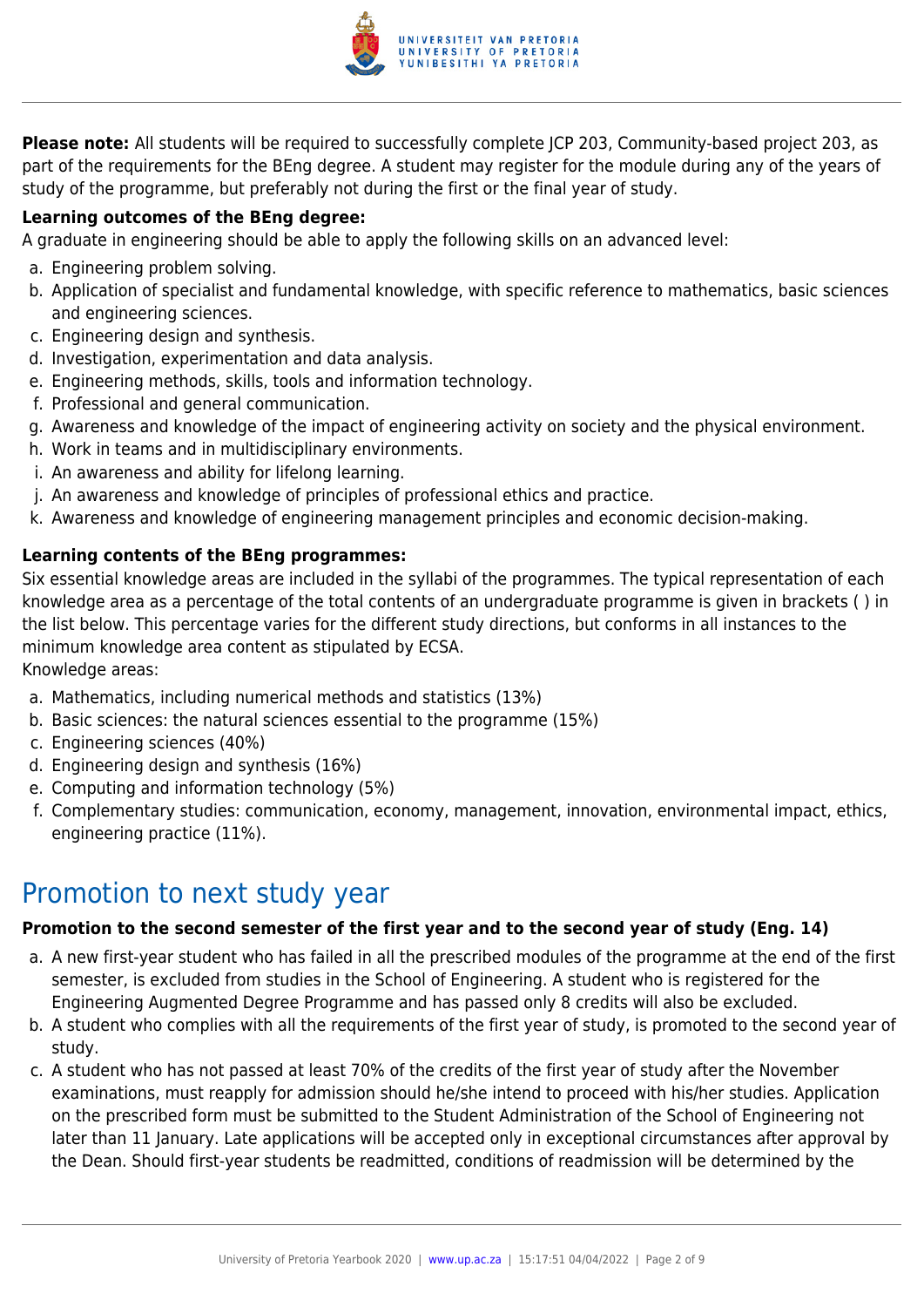**Please note:** All students will be required to successfully complete JCP 203, Community-based project 203, as part of the requirements for the BEng degree. A student may register for the module during any of the years of study of the programme, but preferably not during the first or the final year of study.

**Learning outcomes of the BEng degree:**

A graduate in engineering should be able to apply the following skills on an advanced level:

a. Engineering problem solving.
b. Application of specialist and fundamental knowledge, with specific reference to mathematics, basic sciences and engineering sciences.
c. Engineering design and synthesis.
d. Investigation, experimentation and data analysis.
e. Engineering methods, skills, tools and information technology.
f. Professional and general communication.
g. Awareness and knowledge of the impact of engineering activity on society and the physical environment.
h. Work in teams and in multidisciplinary environments.
i. An awareness and ability for lifelong learning.
j. An awareness and knowledge of principles of professional ethics and practice.
k. Awareness and knowledge of engineering management principles and economic decision-making.

**Learning contents of the BEng programmes:**

Six essential knowledge areas are included in the syllabi of the programmes. The typical representation of each knowledge area as a percentage of the total contents of an undergraduate programme is given in brackets ( ) in the list below. This percentage varies for the different study directions, but conforms in all instances to the minimum knowledge area content as stipulated by ECSA.

Knowledge areas:

a. Mathematics, including numerical methods and statistics (13%)
b. Basic sciences: the natural sciences essential to the programme (15%)
c. Engineering sciences (40%)
d. Engineering design and synthesis (16%)
e. Computing and information technology (5%)
f. Complementary studies: communication, economy, management, innovation, environmental impact, ethics, engineering practice (11%).

# Promotion to next study year

**Promotion to the second semester of the first year and to the second year of study (Eng. 14)**

a. A new first-year student who has failed in all the prescribed modules of the programme at the end of the first semester, is excluded from studies in the School of Engineering. A student who is registered for the Engineering Augmented Degree Programme and has passed only 8 credits will also be excluded.
b. A student who complies with all the requirements of the first year of study, is promoted to the second year of study.
c. A student who has not passed at least 70% of the credits of the first year of study after the November examinations, must reapply for admission should he/she intend to proceed with his/her studies. Application on the prescribed form must be submitted to the Student Administration of the School of Engineering not later than 11 January. Late applications will be accepted only in exceptional circumstances after approval by the Dean. Should first-year students be readmitted, conditions of readmission will be determined by the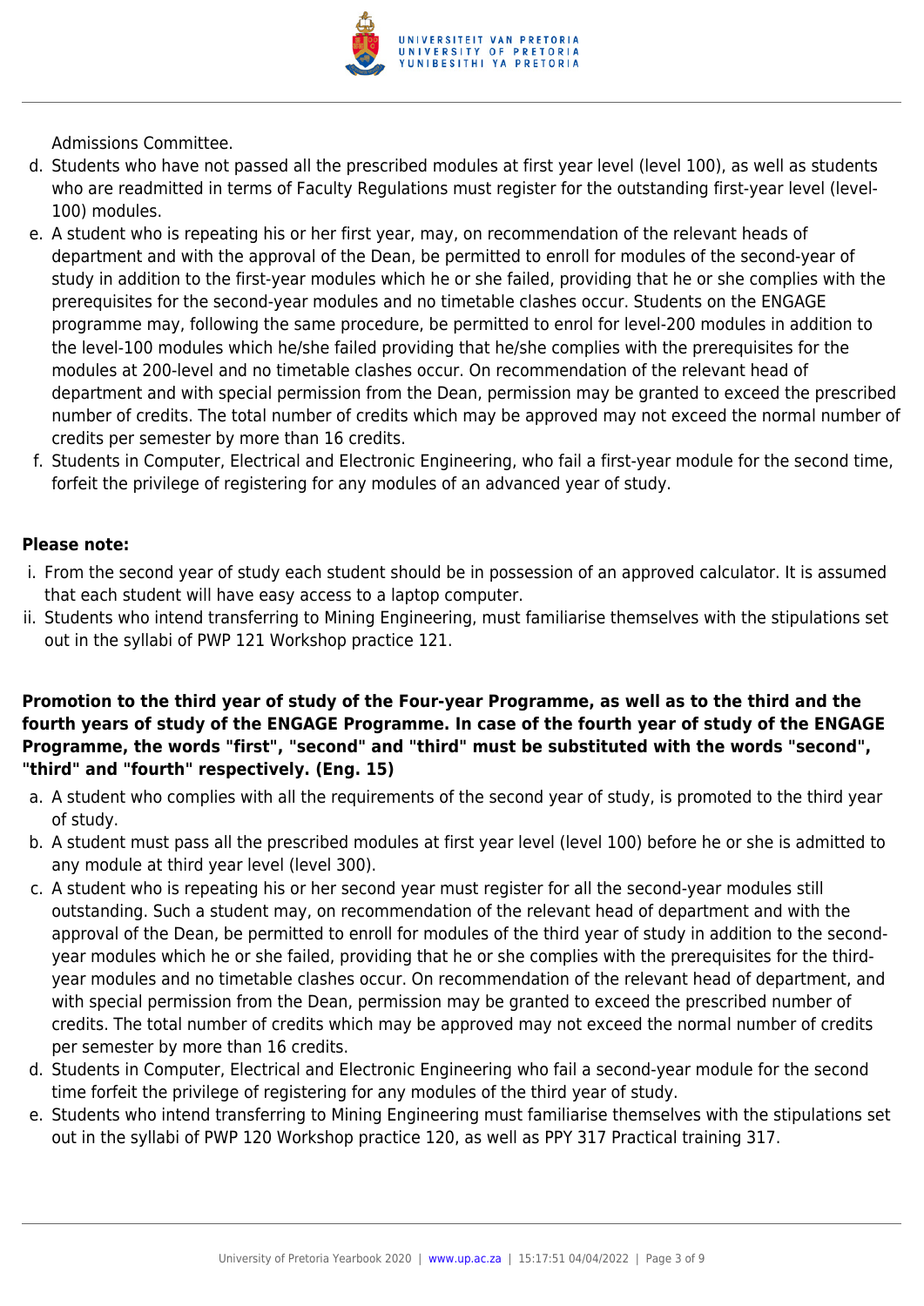Admissions Committee.

d. Students who have not passed all the prescribed modules at first year level (level 100), as well as students who are readmitted in terms of Faculty Regulations must register for the outstanding first-year level (level-100) modules.
e. A student who is repeating his or her first year, may, on recommendation of the relevant heads of department and with the approval of the Dean, be permitted to enroll for modules of the second-year of study in addition to the first-year modules which he or she failed, providing that he or she complies with the prerequisites for the second-year modules and no timetable clashes occur. Students on the ENGAGE programme may, following the same procedure, be permitted to enrol for level-200 modules in addition to the level-100 modules which he/she failed providing that he/she complies with the prerequisites for the modules at 200-level and no timetable clashes occur. On recommendation of the relevant head of department and with special permission from the Dean, permission may be granted to exceed the prescribed number of credits. The total number of credits which may be approved may not exceed the normal number of credits per semester by more than 16 credits.
f. Students in Computer, Electrical and Electronic Engineering, who fail a first-year module for the second time, forfeit the privilege of registering for any modules of an advanced year of study.

**Please note:**

i. From the second year of study each student should be in possession of an approved calculator. It is assumed that each student will have easy access to a laptop computer.
ii. Students who intend transferring to Mining Engineering, must familiarise themselves with the stipulations set out in the syllabi of PWP 121 Workshop practice 121.

**Promotion to the third year of study of the Four-year Programme, as well as to the third and the fourth years of study of the ENGAGE Programme. In case of the fourth year of study of the ENGAGE Programme, the words "first", "second" and "third" must be substituted with the words "second", "third" and "fourth" respectively. (Eng. 15)**

a. A student who complies with all the requirements of the second year of study, is promoted to the third year of study.
b. A student must pass all the prescribed modules at first year level (level 100) before he or she is admitted to any module at third year level (level 300).
c. A student who is repeating his or her second year must register for all the second-year modules still outstanding. Such a student may, on recommendation of the relevant head of department and with the approval of the Dean, be permitted to enroll for modules of the third year of study in addition to the second-year modules which he or she failed, providing that he or she complies with the prerequisites for the third-year modules and no timetable clashes occur. On recommendation of the relevant head of department, and with special permission from the Dean, permission may be granted to exceed the prescribed number of credits. The total number of credits which may be approved may not exceed the normal number of credits per semester by more than 16 credits.
d. Students in Computer, Electrical and Electronic Engineering who fail a second-year module for the second time forfeit the privilege of registering for any modules of the third year of study.
e. Students who intend transferring to Mining Engineering must familiarise themselves with the stipulations set out in the syllabi of PWP 120 Workshop practice 120, as well as PPY 317 Practical training 317.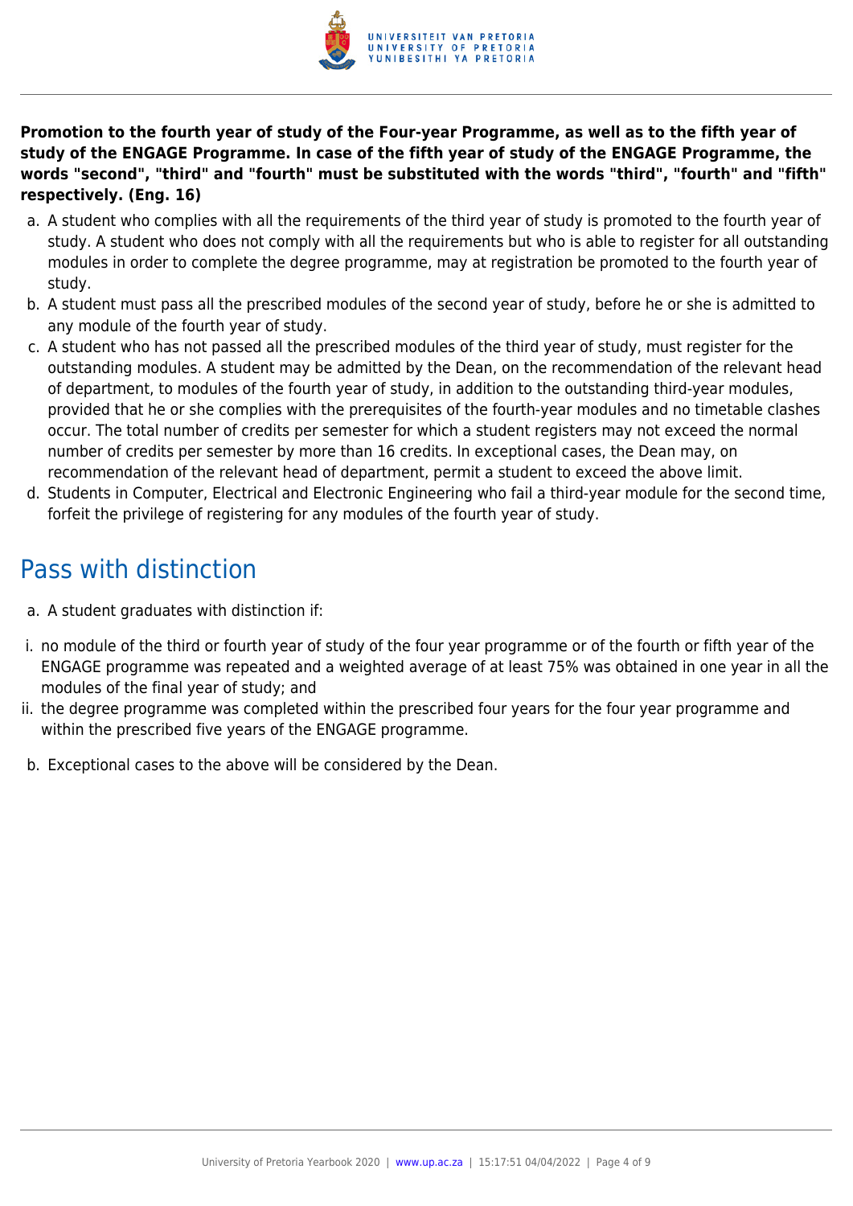**Promotion to the fourth year of study of the Four-year Programme, as well as to the fifth year of study of the ENGAGE Programme. In case of the fifth year of study of the ENGAGE Programme, the words "second", "third" and "fourth" must be substituted with the words "third", "fourth" and "fifth" respectively. (Eng. 16)**

a. A student who complies with all the requirements of the third year of study is promoted to the fourth year of study. A student who does not comply with all the requirements but who is able to register for all outstanding modules in order to complete the degree programme, may at registration be promoted to the fourth year of study.
b. A student must pass all the prescribed modules of the second year of study, before he or she is admitted to any module of the fourth year of study.
c. A student who has not passed all the prescribed modules of the third year of study, must register for the outstanding modules. A student may be admitted by the Dean, on the recommendation of the relevant head of department, to modules of the fourth year of study, in addition to the outstanding third-year modules, provided that he or she complies with the prerequisites of the fourth-year modules and no timetable clashes occur. The total number of credits per semester for which a student registers may not exceed the normal number of credits per semester by more than 16 credits. In exceptional cases, the Dean may, on recommendation of the relevant head of department, permit a student to exceed the above limit.
d. Students in Computer, Electrical and Electronic Engineering who fail a third-year module for the second time, forfeit the privilege of registering for any modules of the fourth year of study.

## Pass with distinction

a. A student graduates with distinction if:

i. no module of the third or fourth year of study of the four year programme or of the fourth or fifth year of the ENGAGE programme was repeated and a weighted average of at least 75% was obtained in one year in all the modules of the final year of study; and
ii. the degree programme was completed within the prescribed four years for the four year programme and within the prescribed five years of the ENGAGE programme.

b. Exceptional cases to the above will be considered by the Dean.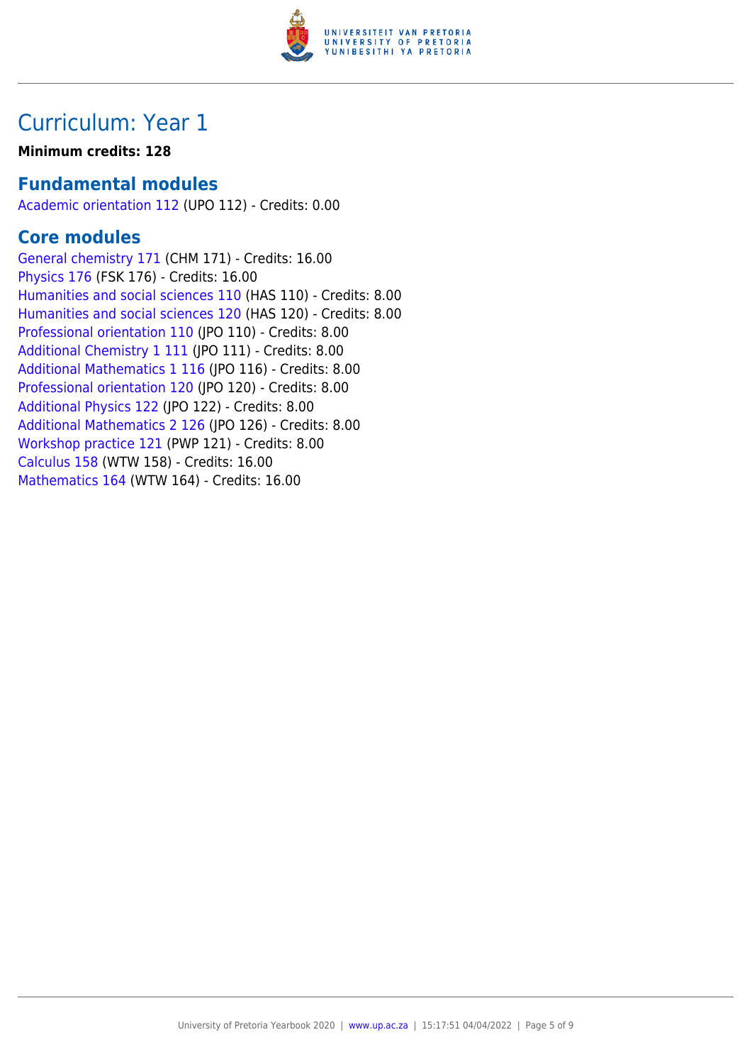# Curriculum: Year 1

**Minimum credits: 128**

## Fundamental modules

Academic orientation 112 (UPO 112) - Credits: 0.00

## Core modules

General chemistry 171 (CHM 171) - Credits: 16.00
Physics 176 (FSK 176) - Credits: 16.00
Humanities and social sciences 110 (HAS 110) - Credits: 8.00
Humanities and social sciences 120 (HAS 120) - Credits: 8.00
Professional orientation 110 (JPO 110) - Credits: 8.00
Additional Chemistry 1 111 (JPO 111) - Credits: 8.00
Additional Mathematics 1 116 (JPO 116) - Credits: 8.00
Professional orientation 120 (JPO 120) - Credits: 8.00
Additional Physics 122 (JPO 122) - Credits: 8.00
Additional Mathematics 2 126 (JPO 126) - Credits: 8.00
Workshop practice 121 (PWP 121) - Credits: 8.00
Calculus 158 (WTW 158) - Credits: 16.00
Mathematics 164 (WTW 164) - Credits: 16.00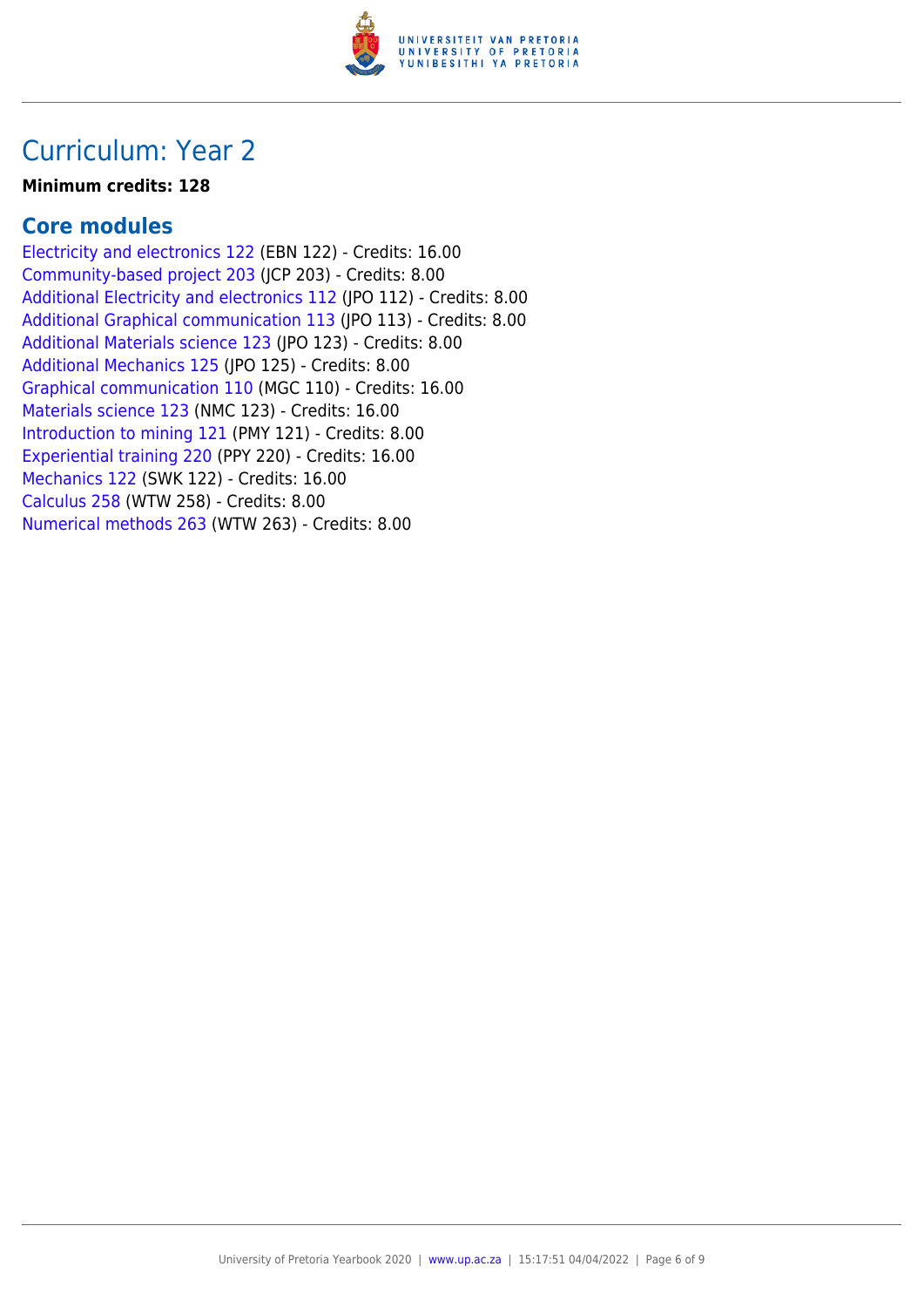# Curriculum: Year 2

**Minimum credits: 128**

## Core modules

Electricity and electronics 122 (EBN 122) - Credits: 16.00
Community-based project 203 (JCP 203) - Credits: 8.00
Additional Electricity and electronics 112 (JPO 112) - Credits: 8.00
Additional Graphical communication 113 (JPO 113) - Credits: 8.00
Additional Materials science 123 (JPO 123) - Credits: 8.00
Additional Mechanics 125 (JPO 125) - Credits: 8.00
Graphical communication 110 (MGC 110) - Credits: 16.00
Materials science 123 (NMC 123) - Credits: 16.00
Introduction to mining 121 (PMY 121) - Credits: 8.00
Experiential training 220 (PPY 220) - Credits: 16.00
Mechanics 122 (SWK 122) - Credits: 16.00
Calculus 258 (WTW 258) - Credits: 8.00
Numerical methods 263 (WTW 263) - Credits: 8.00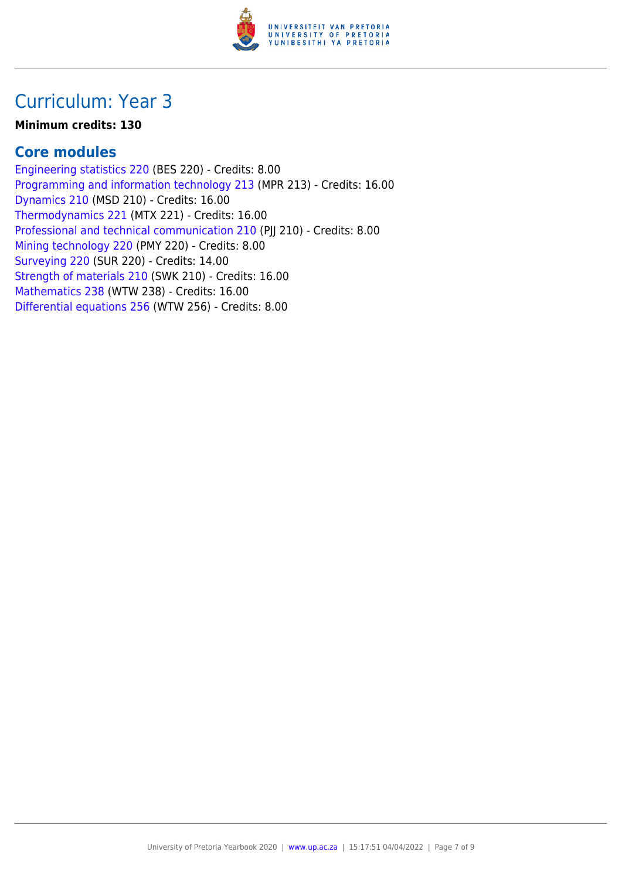# Curriculum: Year 3

**Minimum credits: 130**

## Core modules

Engineering statistics 220 (BES 220) - Credits: 8.00
Programming and information technology 213 (MPR 213) - Credits: 16.00
Dynamics 210 (MSD 210) - Credits: 16.00
Thermodynamics 221 (MTX 221) - Credits: 16.00
Professional and technical communication 210 (PJJ 210) - Credits: 8.00
Mining technology 220 (PMY 220) - Credits: 8.00
Surveying 220 (SUR 220) - Credits: 14.00
Strength of materials 210 (SWK 210) - Credits: 16.00
Mathematics 238 (WTW 238) - Credits: 16.00
Differential equations 256 (WTW 256) - Credits: 8.00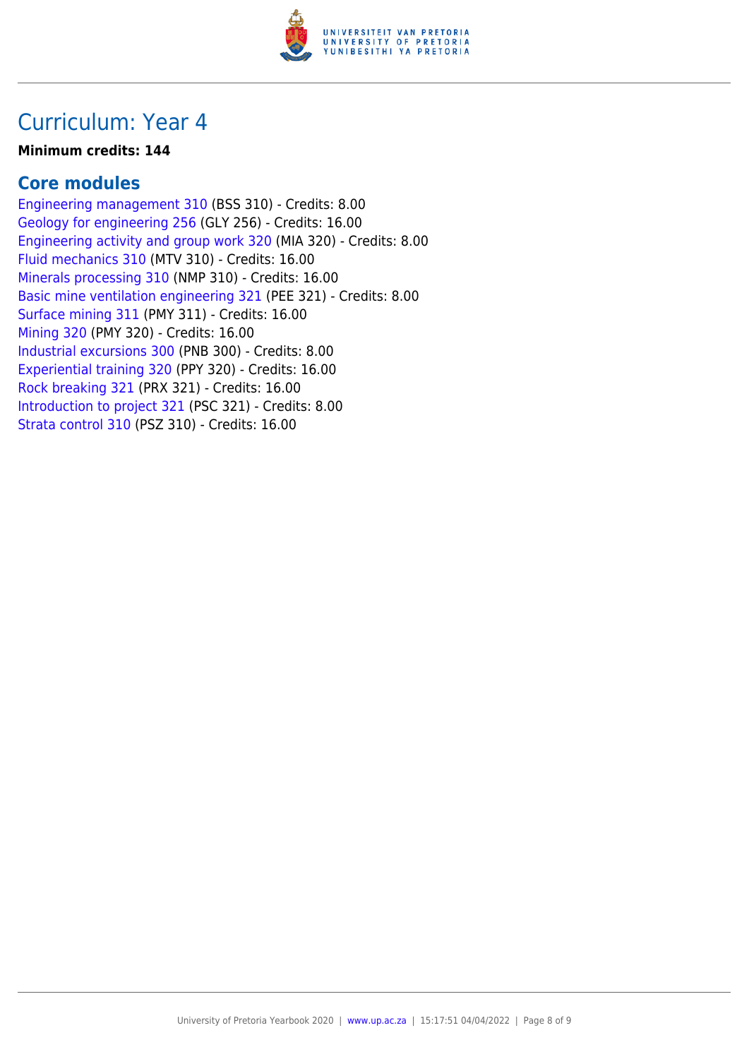# Curriculum: Year 4

**Minimum credits: 144**

## Core modules

Engineering management 310 (BSS 310) - Credits: 8.00
Geology for engineering 256 (GLY 256) - Credits: 16.00
Engineering activity and group work 320 (MIA 320) - Credits: 8.00
Fluid mechanics 310 (MTV 310) - Credits: 16.00
Minerals processing 310 (NMP 310) - Credits: 16.00
Basic mine ventilation engineering 321 (PEE 321) - Credits: 8.00
Surface mining 311 (PMY 311) - Credits: 16.00
Mining 320 (PMY 320) - Credits: 16.00
Industrial excursions 300 (PNB 300) - Credits: 8.00
Experiential training 320 (PPY 320) - Credits: 16.00
Rock breaking 321 (PRX 321) - Credits: 16.00
Introduction to project 321 (PSC 321) - Credits: 8.00
Strata control 310 (PSZ 310) - Credits: 16.00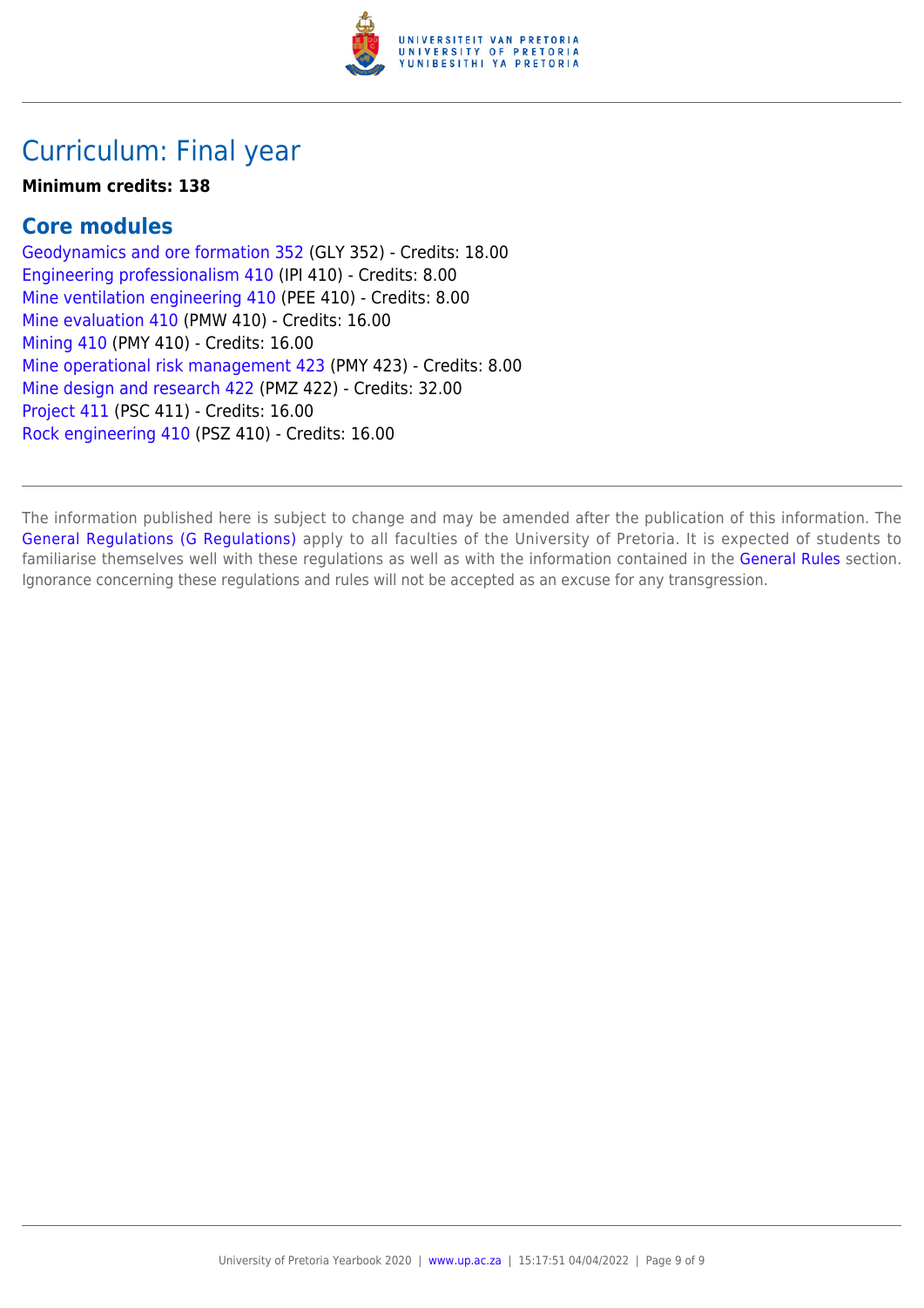# Curriculum: Final year

**Minimum credits: 138**

## Core modules

Geodynamics and ore formation 352 (GLY 352) - Credits: 18.00
Engineering professionalism 410 (IPI 410) - Credits: 8.00
Mine ventilation engineering 410 (PEE 410) - Credits: 8.00
Mine evaluation 410 (PMW 410) - Credits: 16.00
Mining 410 (PMY 410) - Credits: 16.00
Mine operational risk management 423 (PMY 423) - Credits: 8.00
Mine design and research 422 (PMZ 422) - Credits: 32.00
Project 411 (PSC 411) - Credits: 16.00
Rock engineering 410 (PSZ 410) - Credits: 16.00

The information published here is subject to change and may be amended after the publication of this information. The General Regulations (G Regulations) apply to all faculties of the University of Pretoria. It is expected of students to familiarise themselves well with these regulations as well as with the information contained in the General Rules section. Ignorance concerning these regulations and rules will not be accepted as an excuse for any transgression.